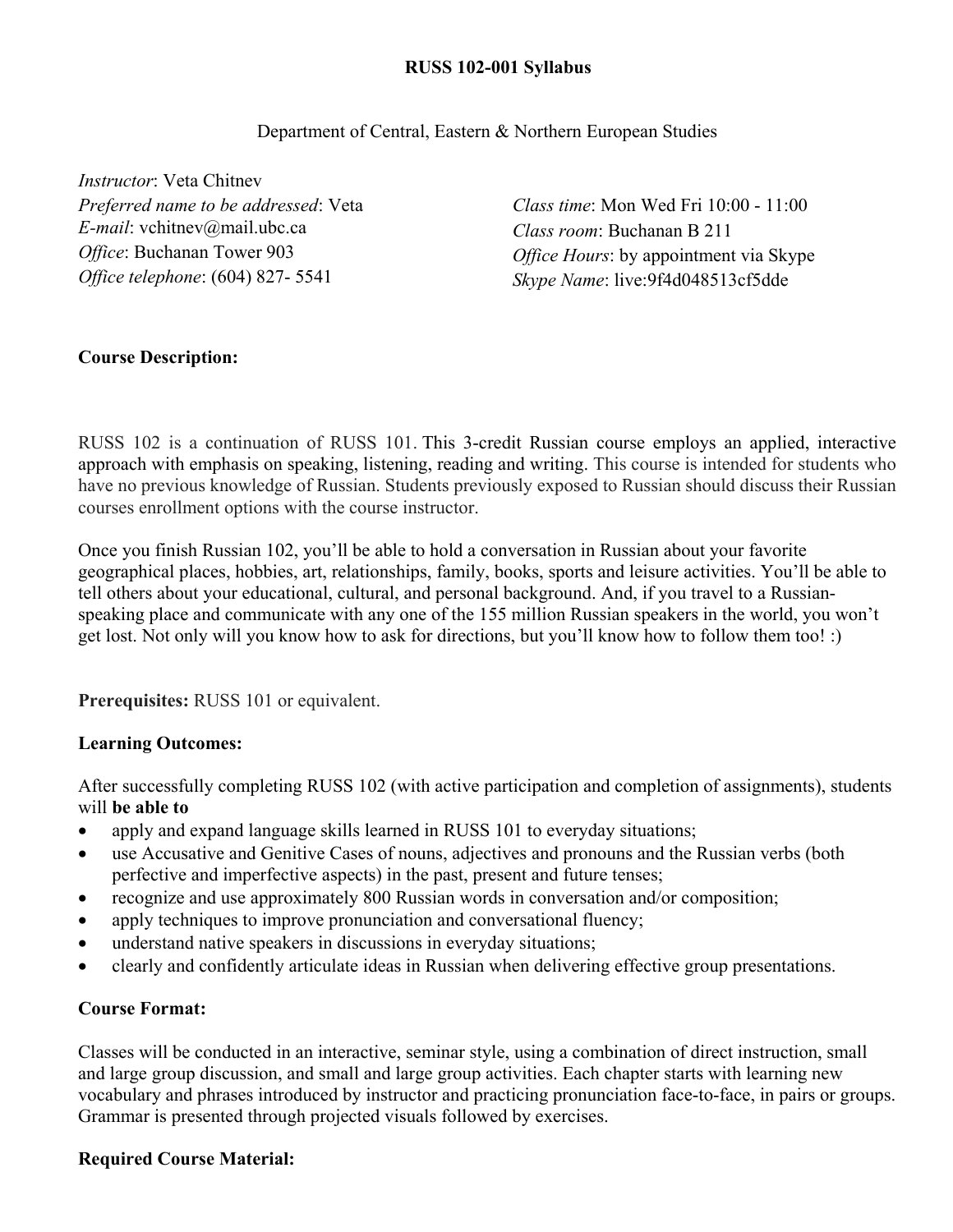**RUSS 102-001 Syllabus**

Department of Central, Eastern & Northern European Studies

*Instructor*: Veta Chitnev
*Preferred name to be addressed*: Veta
*E-mail*: vchitnev@mail.ubc.ca
*Office*: Buchanan Tower 903
*Office telephone*: (604) 827- 5541

*Class time*: Mon Wed Fri 10:00 - 11:00
*Class room*: Buchanan B 211
*Office Hours*: by appointment via Skype
*Skype Name*: live:9f4d048513cf5dde

**Course Description:**

RUSS 102 is a continuation of RUSS 101. This 3-credit Russian course employs an applied, interactive approach with emphasis on speaking, listening, reading and writing. This course is intended for students who have no previous knowledge of Russian. Students previously exposed to Russian should discuss their Russian courses enrollment options with the course instructor.

Once you finish Russian 102, you'll be able to hold a conversation in Russian about your favorite geographical places, hobbies, art, relationships, family, books, sports and leisure activities. You'll be able to tell others about your educational, cultural, and personal background. And, if you travel to a Russian-speaking place and communicate with any one of the 155 million Russian speakers in the world, you won't get lost. Not only will you know how to ask for directions, but you'll know how to follow them too! :)

**Prerequisites:** RUSS 101 or equivalent.

**Learning Outcomes:**

After successfully completing RUSS 102 (with active participation and completion of assignments), students will **be able to**

- apply and expand language skills learned in RUSS 101 to everyday situations;
- use Accusative and Genitive Cases of nouns, adjectives and pronouns and the Russian verbs (both perfective and imperfective aspects) in the past, present and future tenses;
- recognize and use approximately 800 Russian words in conversation and/or composition;
- apply techniques to improve pronunciation and conversational fluency;
- understand native speakers in discussions in everyday situations;
- clearly and confidently articulate ideas in Russian when delivering effective group presentations.

**Course Format:**

Classes will be conducted in an interactive, seminar style, using a combination of direct instruction, small and large group discussion, and small and large group activities. Each chapter starts with learning new vocabulary and phrases introduced by instructor and practicing pronunciation face-to-face, in pairs or groups. Grammar is presented through projected visuals followed by exercises.

**Required Course Material:**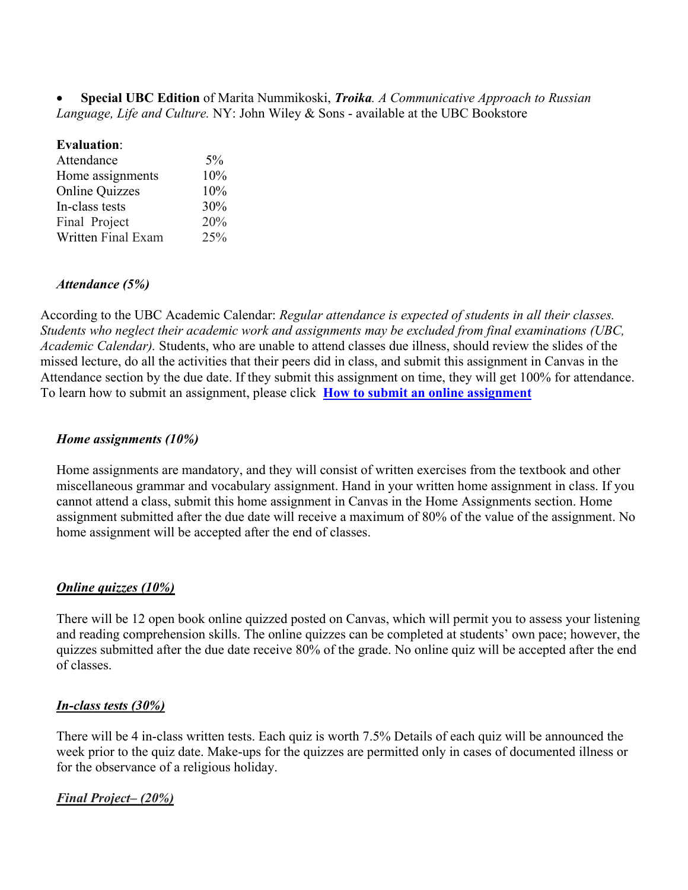- **Special UBC Edition** of Marita Nummikoski, ***Troika****. A Communicative Approach to Russian Language, Life and Culture.* NY: John Wiley & Sons - available at the UBC Bookstore

**Evaluation**:

| | |
|---|---|
| Attendance | 5% |
| Home assignments | 10% |
| Online Quizzes | 10% |
| In-class tests | 30% |
| Final Project | 20% |
| Written Final Exam | 25% |

***Attendance (5%)***

According to the UBC Academic Calendar: *Regular attendance is expected of students in all their classes. Students who neglect their academic work and assignments may be excluded from final examinations (UBC, Academic Calendar).* Students, who are unable to attend classes due illness, should review the slides of the missed lecture, do all the activities that their peers did in class, and submit this assignment in Canvas in the Attendance section by the due date. If they submit this assignment on time, they will get 100% for attendance. To learn how to submit an assignment, please click **How to submit an online assignment**

***Home assignments (10%)***

Home assignments are mandatory, and they will consist of written exercises from the textbook and other miscellaneous grammar and vocabulary assignment. Hand in your written home assignment in class. If you cannot attend a class, submit this home assignment in Canvas in the Home Assignments section. Home assignment submitted after the due date will receive a maximum of 80% of the value of the assignment. No home assignment will be accepted after the end of classes.

***Online quizzes (10%)***

There will be 12 open book online quizzed posted on Canvas, which will permit you to assess your listening and reading comprehension skills. The online quizzes can be completed at students' own pace; however, the quizzes submitted after the due date receive 80% of the grade. No online quiz will be accepted after the end of classes.

***In-class tests (30%)***

There will be 4 in-class written tests. Each quiz is worth 7.5% Details of each quiz will be announced the week prior to the quiz date. Make-ups for the quizzes are permitted only in cases of documented illness or for the observance of a religious holiday.

***Final Project– (20%)***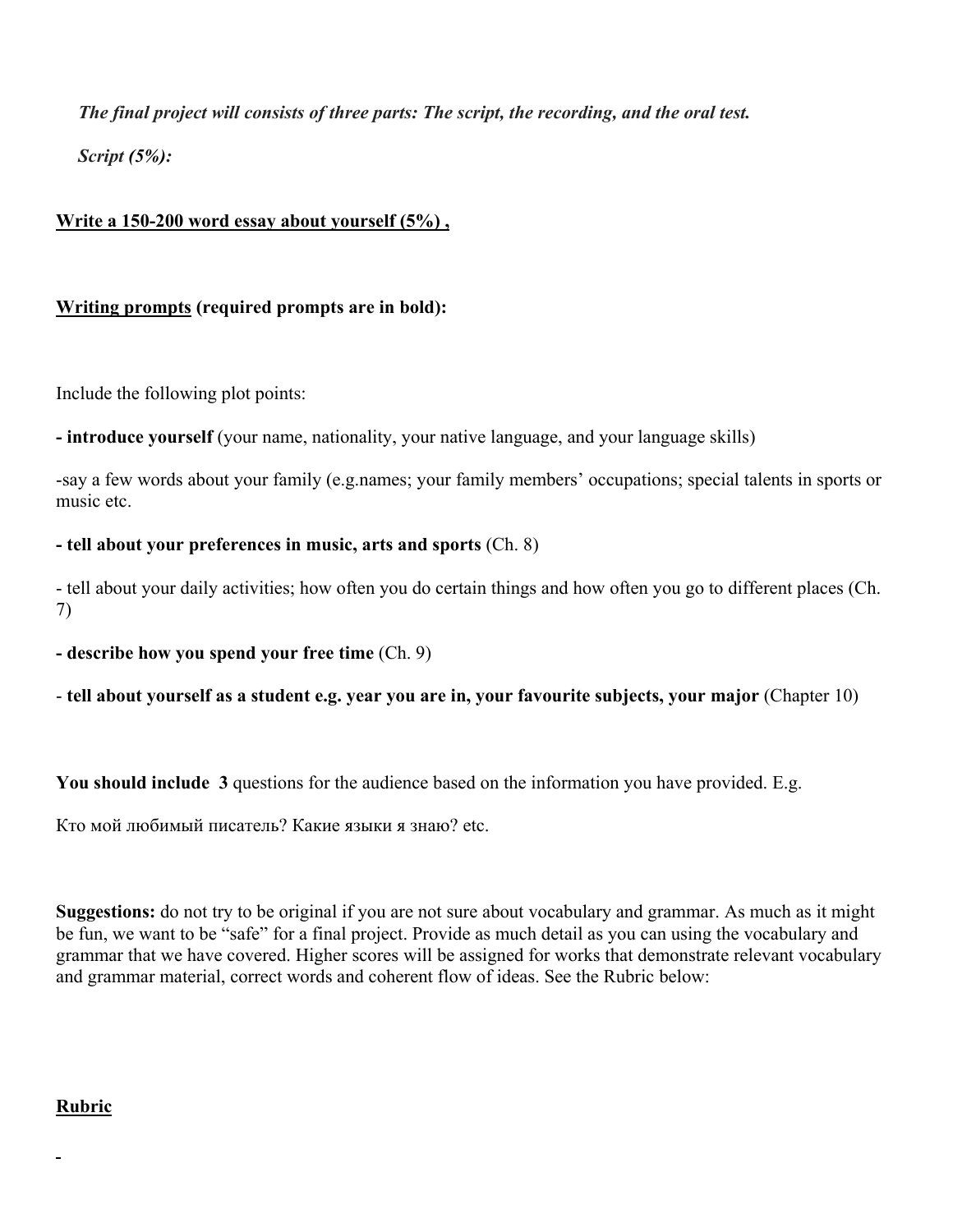***The final project will consists of three parts: The script, the recording, and the oral test.***

***Script (5%):***

**<u>Write a 150-200 word essay about yourself (5%) ,</u>**

**<u>Writing prompts</u> (required prompts are in bold):**

Include the following plot points:

**- introduce yourself** (your name, nationality, your native language, and your language skills)

-say a few words about your family (e.g.names; your family members' occupations; special talents in sports or music etc.

**- tell about your preferences in music, arts and sports** (Ch. 8)

- tell about your daily activities; how often you do certain things and how often you go to different places (Ch. 7)

**- describe how you spend your free time** (Ch. 9)

- **tell about yourself as a student e.g. year you are in, your favourite subjects, your major** (Chapter 10)

**You should include 3** questions for the audience based on the information you have provided. E.g.

Кто мой любимый писатель? Какие языки я знаю? etc.

**Suggestions:** do not try to be original if you are not sure about vocabulary and grammar. As much as it might be fun, we want to be "safe" for a final project. Provide as much detail as you can using the vocabulary and grammar that we have covered. Higher scores will be assigned for works that demonstrate relevant vocabulary and grammar material, correct words and coherent flow of ideas. See the Rubric below:

**<u>Rubric</u>**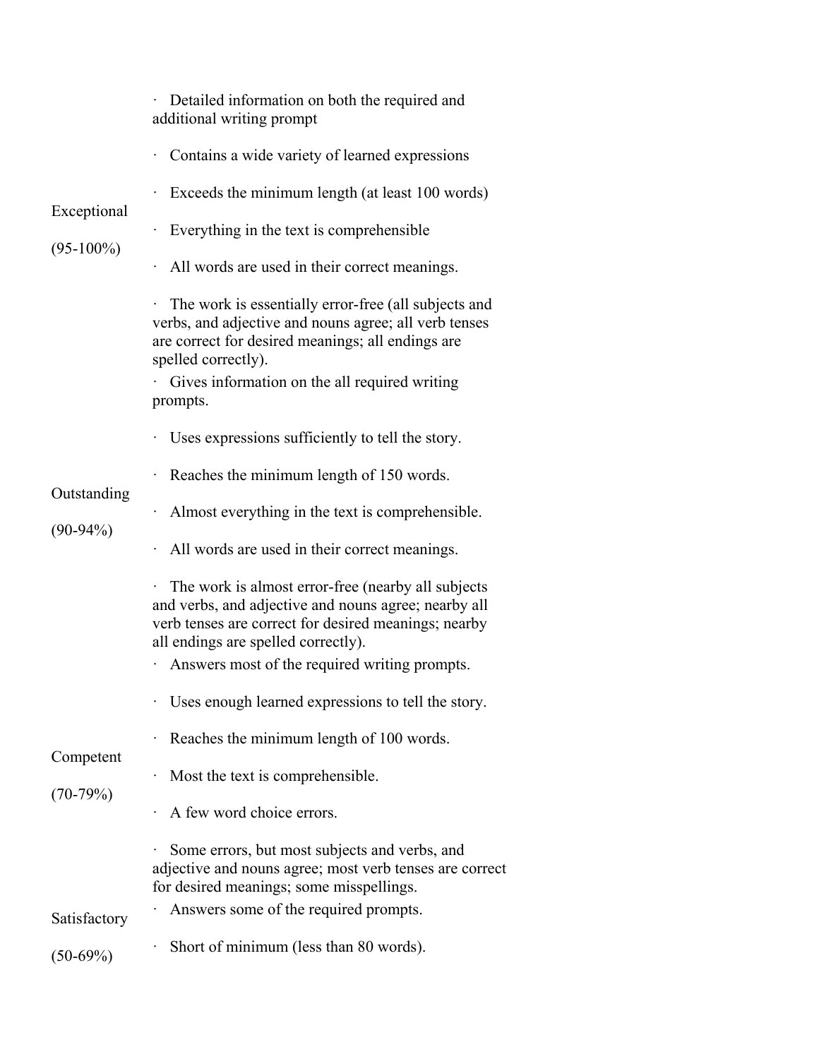| | |
|---|---|
| Exceptional (95-100%) | · Detailed information on both the required and additional writing prompt<br>· Contains a wide variety of learned expressions<br>· Exceeds the minimum length (at least 100 words)<br>· Everything in the text is comprehensible<br>· All words are used in their correct meanings.<br>· The work is essentially error-free (all subjects and verbs, and adjective and nouns agree; all verb tenses are correct for desired meanings; all endings are spelled correctly). |
| Outstanding (90-94%) | · Gives information on the all required writing prompts.<br>· Uses expressions sufficiently to tell the story.<br>· Reaches the minimum length of 150 words.<br>· Almost everything in the text is comprehensible.<br>· All words are used in their correct meanings.<br>· The work is almost error-free (nearby all subjects and verbs, and adjective and nouns agree; nearby all verb tenses are correct for desired meanings; nearby all endings are spelled correctly). |
| Competent (70-79%) | · Answers most of the required writing prompts.<br>· Uses enough learned expressions to tell the story.<br>· Reaches the minimum length of 100 words.<br>· Most the text is comprehensible.<br>· A few word choice errors.<br>· Some errors, but most subjects and verbs, and adjective and nouns agree; most verb tenses are correct for desired meanings; some misspellings. |
| Satisfactory (50-69%) | · Answers some of the required prompts.<br>· Short of minimum (less than 80 words). |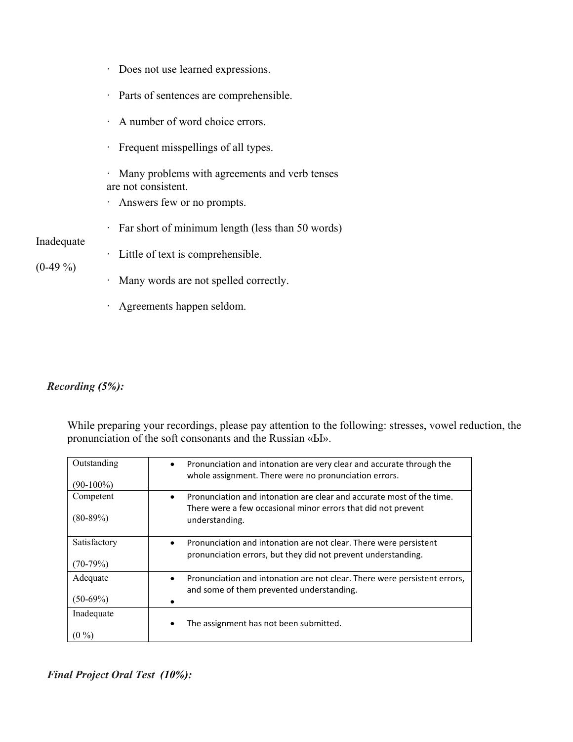- Does not use learned expressions.
- Parts of sentences are comprehensible.
- A number of word choice errors.
- Frequent misspellings of all types.
- Many problems with agreements and verb tenses are not consistent.

Inadequate

(0-49 %)

- Answers few or no prompts.
- Far short of minimum length (less than 50 words)
- Little of text is comprehensible.
- Many words are not spelled correctly.
- Agreements happen seldom.

***Recording (5%):***

While preparing your recordings, please pay attention to the following: stresses, vowel reduction, the pronunciation of the soft consonants and the Russian «Ы».

| | |
|---|---|
| Outstanding (90-100%) | • Pronunciation and intonation are very clear and accurate through the whole assignment. There were no pronunciation errors. |
| Competent (80-89%) | • Pronunciation and intonation are clear and accurate most of the time. There were a few occasional minor errors that did not prevent understanding. |
| Satisfactory (70-79%) | • Pronunciation and intonation are not clear. There were persistent pronunciation errors, but they did not prevent understanding. |
| Adequate (50-69%) | • Pronunciation and intonation are not clear. There were persistent errors, and some of them prevented understanding. • |
| Inadequate (0 %) | • The assignment has not been submitted. |

***Final Project Oral Test (10%):***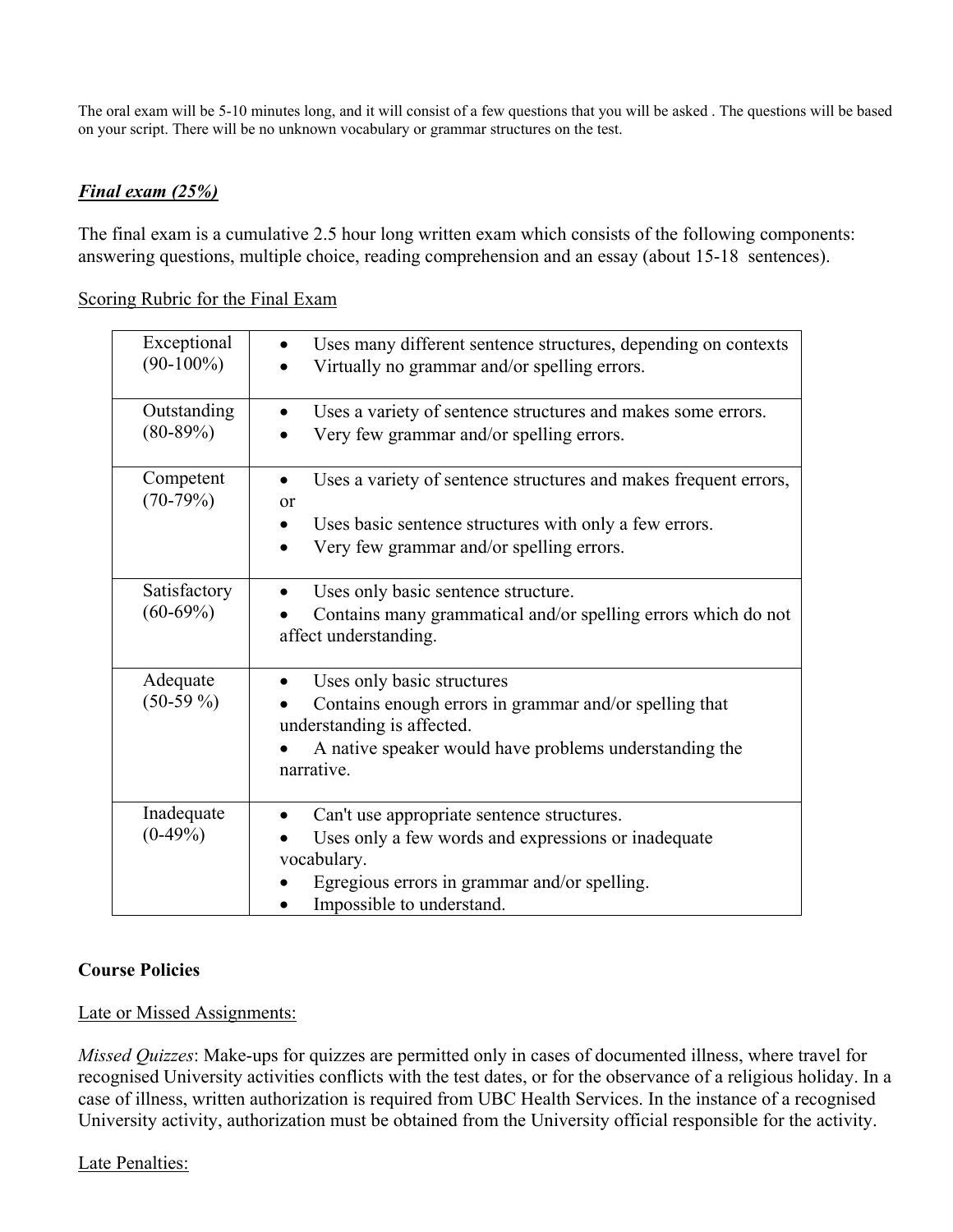The oral exam will be 5-10 minutes long, and it will consist of a few questions that you will be asked . The questions will be based on your script. There will be no unknown vocabulary or grammar structures on the test.

***Final exam (25%)***

The final exam is a cumulative 2.5 hour long written exam which consists of the following components: answering questions, multiple choice, reading comprehension and an essay (about 15-18 sentences).

<u>Scoring Rubric for the Final Exam</u>

| | |
|---|---|
| Exceptional (90-100%) | • Uses many different sentence structures, depending on contexts<br>• Virtually no grammar and/or spelling errors. |
| Outstanding (80-89%) | • Uses a variety of sentence structures and makes some errors.<br>• Very few grammar and/or spelling errors. |
| Competent (70-79%) | • Uses a variety of sentence structures and makes frequent errors, or<br>• Uses basic sentence structures with only a few errors.<br>• Very few grammar and/or spelling errors. |
| Satisfactory (60-69%) | • Uses only basic sentence structure.<br>• Contains many grammatical and/or spelling errors which do not affect understanding. |
| Adequate (50-59 %) | • Uses only basic structures<br>• Contains enough errors in grammar and/or spelling that understanding is affected.<br>• A native speaker would have problems understanding the narrative. |
| Inadequate (0-49%) | • Can't use appropriate sentence structures.<br>• Uses only a few words and expressions or inadequate vocabulary.<br>• Egregious errors in grammar and/or spelling.<br>• Impossible to understand. |

**Course Policies**

<u>Late or Missed Assignments:</u>

*Missed Quizzes*: Make-ups for quizzes are permitted only in cases of documented illness, where travel for recognised University activities conflicts with the test dates, or for the observance of a religious holiday. In a case of illness, written authorization is required from UBC Health Services. In the instance of a recognised University activity, authorization must be obtained from the University official responsible for the activity.

<u>Late Penalties:</u>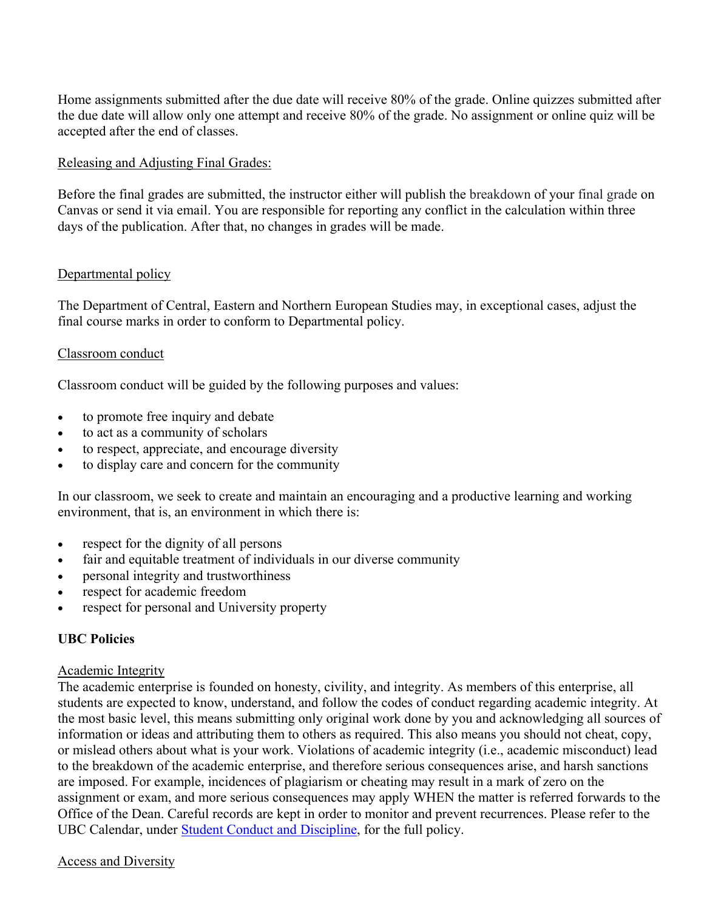Home assignments submitted after the due date will receive 80% of the grade. Online quizzes submitted after the due date will allow only one attempt and receive 80% of the grade. No assignment or online quiz will be accepted after the end of classes.

Releasing and Adjusting Final Grades:

Before the final grades are submitted, the instructor either will publish the breakdown of your final grade on Canvas or send it via email. You are responsible for reporting any conflict in the calculation within three days of the publication. After that, no changes in grades will be made.

Departmental policy

The Department of Central, Eastern and Northern European Studies may, in exceptional cases, adjust the final course marks in order to conform to Departmental policy.

Classroom conduct

Classroom conduct will be guided by the following purposes and values:

- to promote free inquiry and debate
- to act as a community of scholars
- to respect, appreciate, and encourage diversity
- to display care and concern for the community

In our classroom, we seek to create and maintain an encouraging and a productive learning and working environment, that is, an environment in which there is:

- respect for the dignity of all persons
- fair and equitable treatment of individuals in our diverse community
- personal integrity and trustworthiness
- respect for academic freedom
- respect for personal and University property

**UBC Policies**

Academic Integrity

The academic enterprise is founded on honesty, civility, and integrity. As members of this enterprise, all students are expected to know, understand, and follow the codes of conduct regarding academic integrity. At the most basic level, this means submitting only original work done by you and acknowledging all sources of information or ideas and attributing them to others as required. This also means you should not cheat, copy, or mislead others about what is your work. Violations of academic integrity (i.e., academic misconduct) lead to the breakdown of the academic enterprise, and therefore serious consequences arise, and harsh sanctions are imposed. For example, incidences of plagiarism or cheating may result in a mark of zero on the assignment or exam, and more serious consequences may apply WHEN the matter is referred forwards to the Office of the Dean. Careful records are kept in order to monitor and prevent recurrences. Please refer to the UBC Calendar, under Student Conduct and Discipline, for the full policy.

Access and Diversity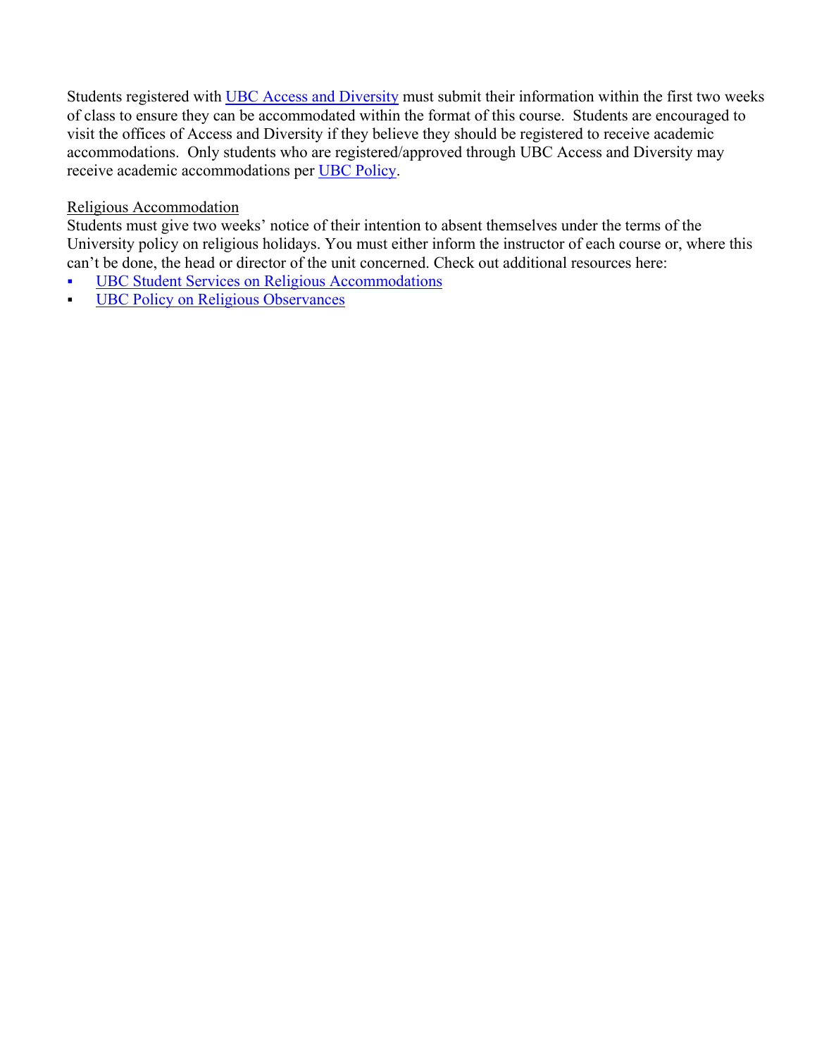Students registered with UBC Access and Diversity must submit their information within the first two weeks of class to ensure they can be accommodated within the format of this course. Students are encouraged to visit the offices of Access and Diversity if they believe they should be registered to receive academic accommodations. Only students who are registered/approved through UBC Access and Diversity may receive academic accommodations per UBC Policy.

Religious Accommodation

Students must give two weeks' notice of their intention to absent themselves under the terms of the University policy on religious holidays. You must either inform the instructor of each course or, where this can't be done, the head or director of the unit concerned. Check out additional resources here:

- UBC Student Services on Religious Accommodations
- UBC Policy on Religious Observances